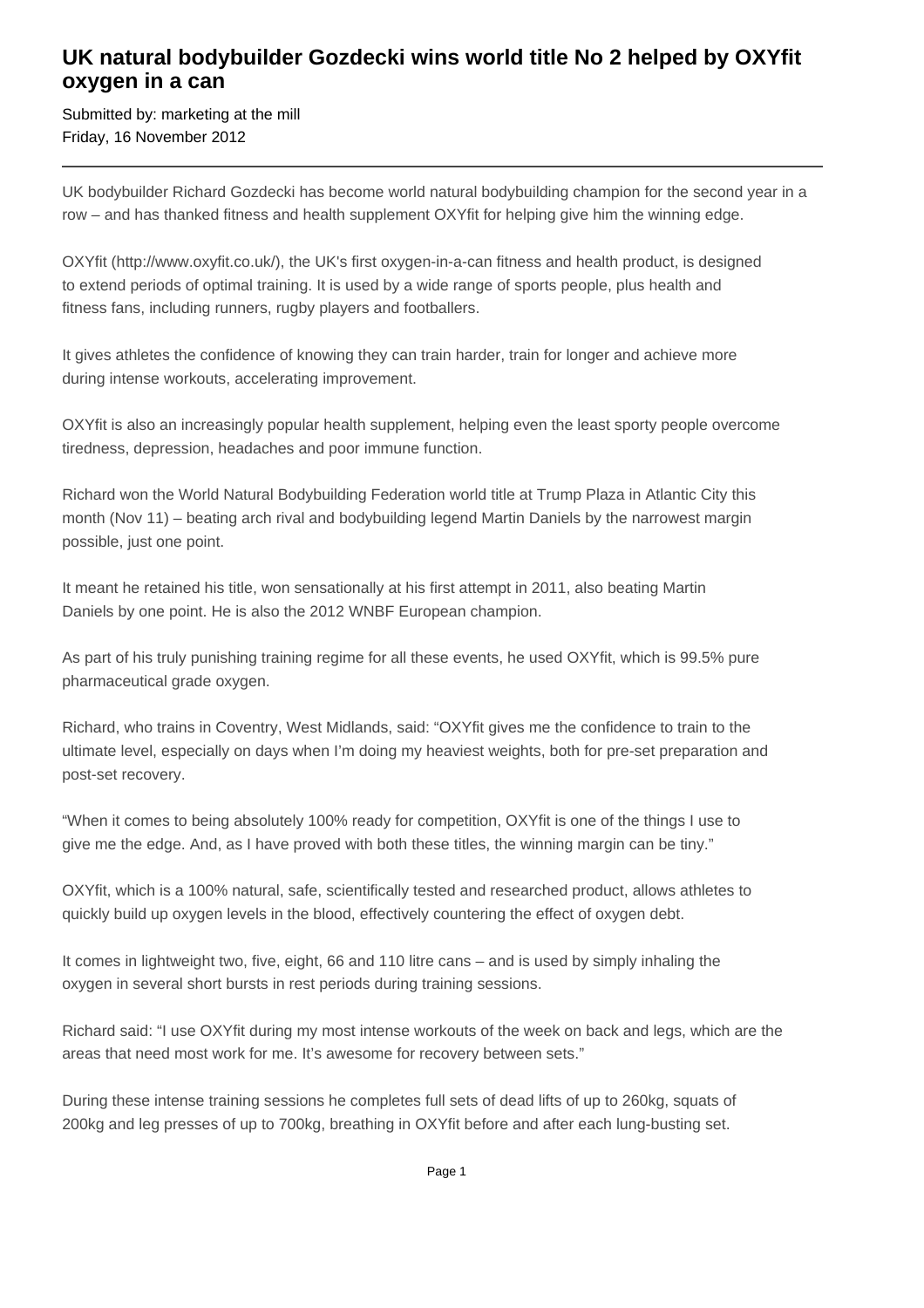# UK natural bodybuilder Gozdecki wins world title No 2 helped by OXYfit oxygen in a can

Submitted by: marketing at the mill
Friday, 16 November 2012

---

UK bodybuilder Richard Gozdecki has become world natural bodybuilding champion for the second year in a row – and has thanked fitness and health supplement OXYfit for helping give him the winning edge.

OXYfit (http://www.oxyfit.co.uk/), the UK's first oxygen-in-a-can fitness and health product, is designed to extend periods of optimal training. It is used by a wide range of sports people, plus health and fitness fans, including runners, rugby players and footballers.

It gives athletes the confidence of knowing they can train harder, train for longer and achieve more during intense workouts, accelerating improvement.

OXYfit is also an increasingly popular health supplement, helping even the least sporty people overcome tiredness, depression, headaches and poor immune function.

Richard won the World Natural Bodybuilding Federation world title at Trump Plaza in Atlantic City this month (Nov 11) – beating arch rival and bodybuilding legend Martin Daniels by the narrowest margin possible, just one point.

It meant he retained his title, won sensationally at his first attempt in 2011, also beating Martin Daniels by one point. He is also the 2012 WNBF European champion.

As part of his truly punishing training regime for all these events, he used OXYfit, which is 99.5% pure pharmaceutical grade oxygen.

Richard, who trains in Coventry, West Midlands, said: "OXYfit gives me the confidence to train to the ultimate level, especially on days when I'm doing my heaviest weights, both for pre-set preparation and post-set recovery.

"When it comes to being absolutely 100% ready for competition, OXYfit is one of the things I use to give me the edge. And, as I have proved with both these titles, the winning margin can be tiny."

OXYfit, which is a 100% natural, safe, scientifically tested and researched product, allows athletes to quickly build up oxygen levels in the blood, effectively countering the effect of oxygen debt.

It comes in lightweight two, five, eight, 66 and 110 litre cans – and is used by simply inhaling the oxygen in several short bursts in rest periods during training sessions.

Richard said: "I use OXYfit during my most intense workouts of the week on back and legs, which are the areas that need most work for me. It's awesome for recovery between sets."

During these intense training sessions he completes full sets of dead lifts of up to 260kg, squats of 200kg and leg presses of up to 700kg, breathing in OXYfit before and after each lung-busting set.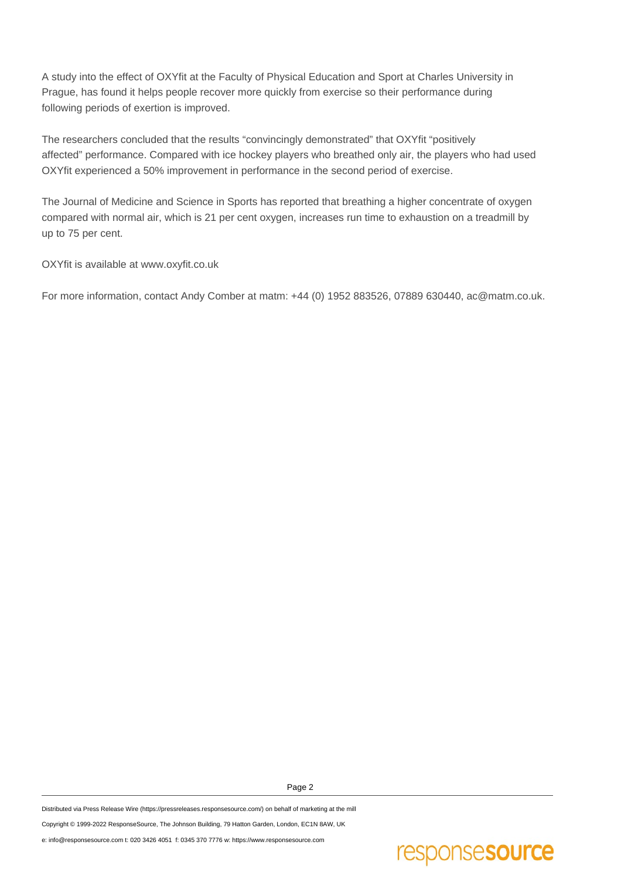A study into the effect of OXYfit at the Faculty of Physical Education and Sport at Charles University in Prague, has found it helps people recover more quickly from exercise so their performance during following periods of exertion is improved.

The researchers concluded that the results “convincingly demonstrated” that OXYfit “positively affected” performance. Compared with ice hockey players who breathed only air, the players who had used OXYfit experienced a 50% improvement in performance in the second period of exercise.

The Journal of Medicine and Science in Sports has reported that breathing a higher concentrate of oxygen compared with normal air, which is 21 per cent oxygen, increases run time to exhaustion on a treadmill by up to 75 per cent.

OXYfit is available at www.oxyfit.co.uk

For more information, contact Andy Comber at matm: +44 (0) 1952 883526, 07889 630440, ac@matm.co.uk.